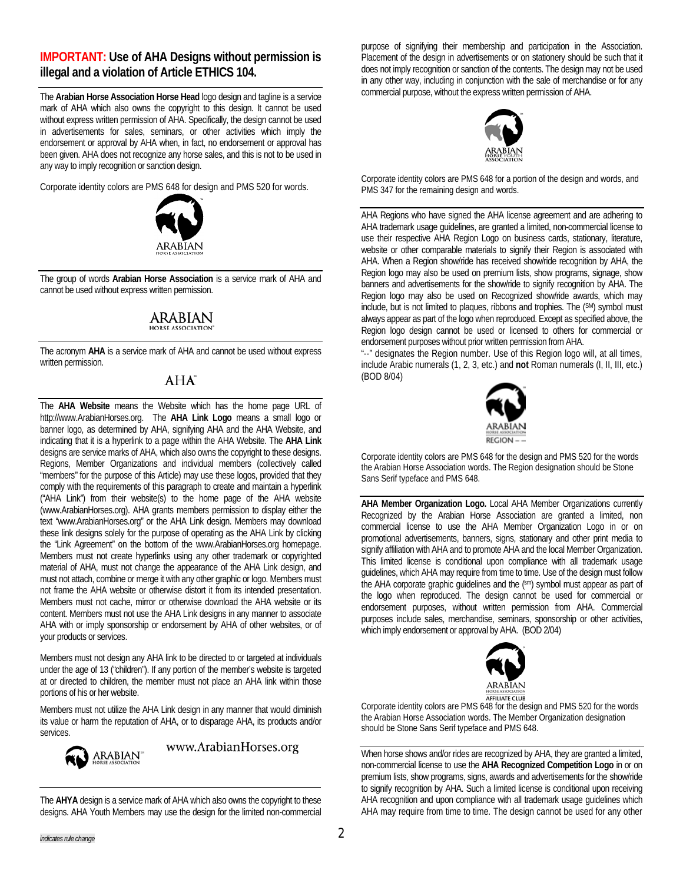## IMPORTANT: Use of AHA Designs without permission is illegal and a violation of Article ETHICS 104.

The **Arabian Horse Association Horse Head** logo design and tagline is a service mark of AHA which also owns the copyright to this design. It cannot be used without express written permission of AHA. Specifically, the design cannot be used in advertisements for sales, seminars, or other activities which imply the endorsement or approval by AHA when, in fact, no endorsement or approval has been given. AHA does not recognize any horse sales, and this is not to be used in any way to imply recognition or sanction design.

Corporate identity colors are PMS 648 for design and PMS 520 for words.

---

The group of words **Arabian Horse Association** is a service mark of AHA and cannot be used without express written permission.

---

The acronym **AHA** is a service mark of AHA and cannot be used without express written permission.

---

The **AHA Website** means the Website which has the home page URL of http://www.ArabianHorses.org. The **AHA Link Logo** means a small logo or banner logo, as determined by AHA, signifying AHA and the AHA Website, and indicating that it is a hyperlink to a page within the AHA Website. The **AHA Link** designs are service marks of AHA, which also owns the copyright to these designs. Regions, Member Organizations and individual members (collectively called "members" for the purpose of this Article) may use these logos, provided that they comply with the requirements of this paragraph to create and maintain a hyperlink ("AHA Link") from their website(s) to the home page of the AHA website (www.ArabianHorses.org). AHA grants members permission to display either the text "www.ArabianHorses.org" or the AHA Link design. Members may download these link designs solely for the purpose of operating as the AHA Link by clicking the "Link Agreement" on the bottom of the www.ArabianHorses.org homepage. Members must not create hyperlinks using any other trademark or copyrighted material of AHA, must not change the appearance of the AHA Link design, and must not attach, combine or merge it with any other graphic or logo. Members must not frame the AHA website or otherwise distort it from its intended presentation. Members must not cache, mirror or otherwise download the AHA website or its content. Members must not use the AHA Link designs in any manner to associate AHA with or imply sponsorship or endorsement by AHA of other websites, or of your products or services.

Members must not design any AHA link to be directed to or targeted at individuals under the age of 13 ("children"). If any portion of the member's website is targeted at or directed to children, the member must not place an AHA link within those portions of his or her website.

Members must not utilize the AHA Link design in any manner that would diminish its value or harm the reputation of AHA, or to disparage AHA, its products and/or services.

---

The **AHYA** design is a service mark of AHA which also owns the copyright to these designs. AHA Youth Members may use the design for the limited non-commercial purpose of signifying their membership and participation in the Association. Placement of the design in advertisements or on stationery should be such that it does not imply recognition or sanction of the contents. The design may not be used in any other way, including in conjunction with the sale of merchandise or for any commercial purpose, without the express written permission of AHA.

Corporate identity colors are PMS 648 for a portion of the design and words, and PMS 347 for the remaining design and words.

---

AHA Regions who have signed the AHA license agreement and are adhering to AHA trademark usage guidelines, are granted a limited, non-commercial license to use their respective AHA Region Logo on business cards, stationary, literature, website or other comparable materials to signify their Region is associated with AHA. When a Region show/ride has received show/ride recognition by AHA, the Region logo may also be used on premium lists, show programs, signage, show banners and advertisements for the show/ride to signify Recognized by AHA. The Region logo may also be used on Recognized show/ride awards, which may include, but is not limited to plaques, ribbons and trophies. The (SM) symbol must always appear as part of the logo when reproduced. Except as specified above, the Region logo design cannot be used or licensed to others for commercial or endorsement purposes without prior written permission from AHA.

"--" designates the Region number. Use of this Region logo will, at all times, include Arabic numerals (1, 2, 3, etc.) and **not** Roman numerals (I, II, III, etc.) (BOD 8/04)

Corporate identity colors are PMS 648 for the design and PMS 520 for the words the Arabian Horse Association words. The Region designation should be Stone Sans Serif typeface and PMS 648.

---

**AHA Member Organization Logo.** Local AHA Member Organizations currently Recognized by the Arabian Horse Association are granted a limited, non commercial license to use the AHA Member Organization Logo in or on promotional advertisements, banners, signs, stationary and other print media to signify affiliation with AHA and to promote AHA and the local Member Organization. This limited license is conditional upon compliance with all trademark usage guidelines, which AHA may require from time to time. Use of the design must follow the AHA corporate graphic guidelines and the (sm) symbol must appear as part of the logo when reproduced. The design cannot be used for commercial or endorsement purposes, without written permission from AHA. Commercial purposes include sales, merchandise, seminars, sponsorship or other activities, which imply endorsement or approval by AHA. (BOD 2/04)

Corporate identity colors are PMS 648 for the design and PMS 520 for the words the Arabian Horse Association words. The Member Organization designation should be Stone Sans Serif typeface and PMS 648.

---

When horse shows and/or rides are recognized by AHA, they are granted a limited, non-commercial license to use the **AHA Recognized Competition Logo** in or on premium lists, show programs, signs, awards and advertisements for the show/ride to signify recognition by AHA. Such a limited license is conditional upon receiving AHA recognition and upon compliance with all trademark usage guidelines which AHA may require from time to time. The design cannot be used for any other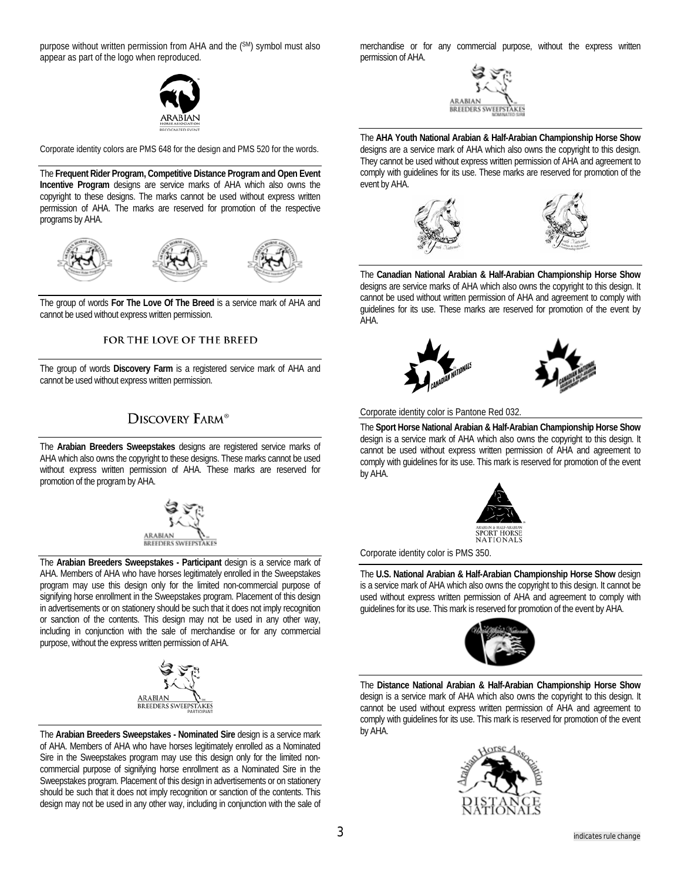purpose without written permission from AHA and the (SM) symbol must also appear as part of the logo when reproduced.

Corporate identity colors are PMS 648 for the design and PMS 520 for the words.

The **Frequent Rider Program, Competitive Distance Program and Open Event Incentive Program** designs are service marks of AHA which also owns the copyright to these designs. The marks cannot be used without express written permission of AHA. The marks are reserved for promotion of the respective programs by AHA.

The group of words **For The Love Of The Breed** is a service mark of AHA and cannot be used without express written permission.

FOR THE LOVE OF THE BREED

The group of words **Discovery Farm** is a registered service mark of AHA and cannot be used without express written permission.

DISCOVERY FARM®

The **Arabian Breeders Sweepstakes** designs are registered service marks of AHA which also owns the copyright to these designs. These marks cannot be used without express written permission of AHA. These marks are reserved for promotion of the program by AHA.

The **Arabian Breeders Sweepstakes - Participant** design is a service mark of AHA. Members of AHA who have horses legitimately enrolled in the Sweepstakes program may use this design only for the limited non-commercial purpose of signifying horse enrollment in the Sweepstakes program. Placement of this design in advertisements or on stationery should be such that it does not imply recognition or sanction of the contents. This design may not be used in any other way, including in conjunction with the sale of merchandise or for any commercial purpose, without the express written permission of AHA.

The **Arabian Breeders Sweepstakes - Nominated Sire** design is a service mark of AHA. Members of AHA who have horses legitimately enrolled as a Nominated Sire in the Sweepstakes program may use this design only for the limited non-commercial purpose of signifying horse enrollment as a Nominated Sire in the Sweepstakes program. Placement of this design in advertisements or on stationery should be such that it does not imply recognition or sanction of the contents. This design may not be used in any other way, including in conjunction with the sale of merchandise or for any commercial purpose, without the express written permission of AHA.

The **AHA Youth National Arabian & Half-Arabian Championship Horse Show** designs are a service mark of AHA which also owns the copyright to this design. They cannot be used without express written permission of AHA and agreement to comply with guidelines for its use. These marks are reserved for promotion of the event by AHA.

The **Canadian National Arabian & Half-Arabian Championship Horse Show** designs are service marks of AHA which also owns the copyright to this design. It cannot be used without written permission of AHA and agreement to comply with guidelines for its use. These marks are reserved for promotion of the event by AHA.

Corporate identity color is Pantone Red 032.

The **Sport Horse National Arabian & Half-Arabian Championship Horse Show** design is a service mark of AHA which also owns the copyright to this design. It cannot be used without express written permission of AHA and agreement to comply with guidelines for its use. This mark is reserved for promotion of the event by AHA.

Corporate identity color is PMS 350.

The **U.S. National Arabian & Half-Arabian Championship Horse Show** design is a service mark of AHA which also owns the copyright to this design. It cannot be used without express written permission of AHA and agreement to comply with guidelines for its use. This mark is reserved for promotion of the event by AHA.

The **Distance National Arabian & Half-Arabian Championship Horse Show** design is a service mark of AHA which also owns the copyright to this design. It cannot be used without express written permission of AHA and agreement to comply with guidelines for its use. This mark is reserved for promotion of the event by AHA.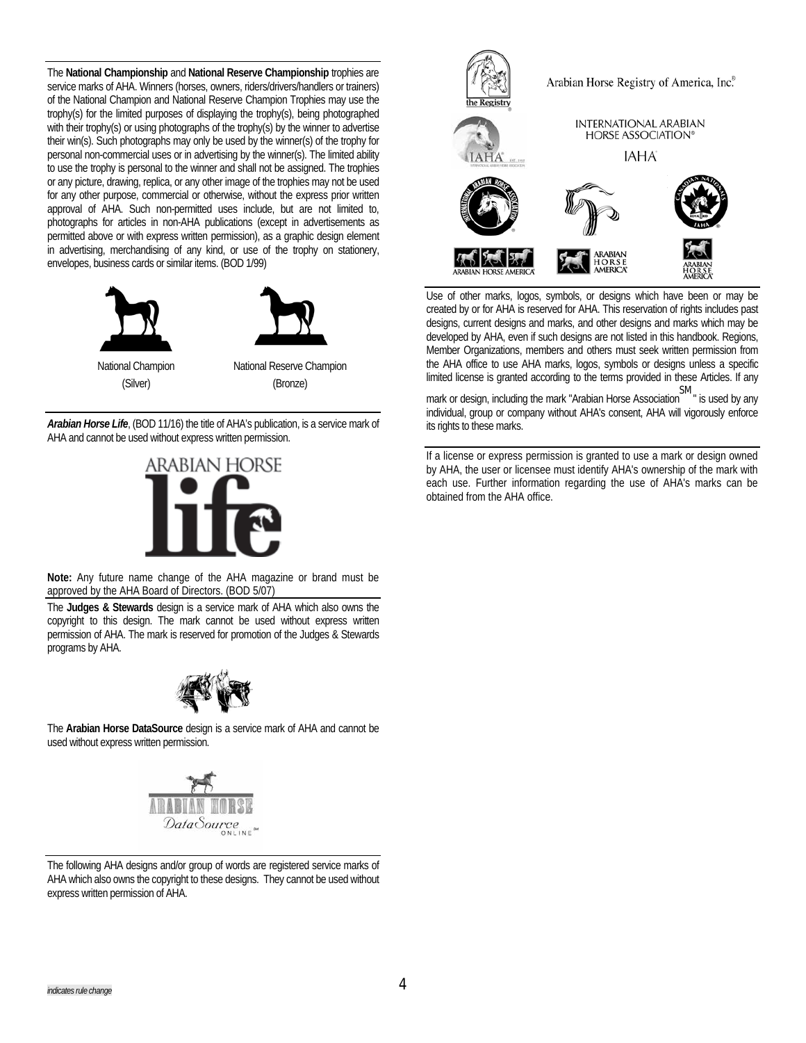The **National Championship** and **National Reserve Championship** trophies are service marks of AHA. Winners (horses, owners, riders/drivers/handlers or trainers) of the National Champion and National Reserve Champion Trophies may use the trophy(s) for the limited purposes of displaying the trophy(s), being photographed with their trophy(s) or using photographs of the trophy(s) by the winner to advertise their win(s). Such photographs may only be used by the winner(s) of the trophy for personal non-commercial uses or in advertising by the winner(s). The limited ability to use the trophy is personal to the winner and shall not be assigned. The trophies or any picture, drawing, replica, or any other image of the trophies may not be used for any other purpose, commercial or otherwise, without the express prior written approval of AHA. Such non-permitted uses include, but are not limited to, photographs for articles in non-AHA publications (except in advertisements as permitted above or with express written permission), as a graphic design element in advertising, merchandising of any kind, or use of the trophy on stationery, envelopes, business cards or similar items. (BOD 1/99)

National Champion (Silver)

National Reserve Champion (Bronze)

***Arabian Horse Life***, (BOD 11/16) the title of AHA's publication, is a service mark of AHA and cannot be used without express written permission.

**Note:** Any future name change of the AHA magazine or brand must be approved by the AHA Board of Directors. (BOD 5/07)

The **Judges & Stewards** design is a service mark of AHA which also owns the copyright to this design. The mark cannot be used without express written permission of AHA. The mark is reserved for promotion of the Judges & Stewards programs by AHA.

The **Arabian Horse DataSource** design is a service mark of AHA and cannot be used without express written permission.

The following AHA designs and/or group of words are registered service marks of AHA which also owns the copyright to these designs. They cannot be used without express written permission of AHA.

Arabian Horse Registry of America, Inc.®

INTERNATIONAL ARABIAN HORSE ASSOCIATION®

IAHA®

Use of other marks, logos, symbols, or designs which have been or may be created by or for AHA is reserved for AHA. This reservation of rights includes past designs, current designs and marks, and other designs and marks which may be developed by AHA, even if such designs are not listed in this handbook. Regions, Member Organizations, members and others must seek written permission from the AHA office to use AHA marks, logos, symbols or designs unless a specific limited license is granted according to the terms provided in these Articles. If any mark or design, including the mark "Arabian Horse Association SM" is used by any individual, group or company without AHA's consent, AHA will vigorously enforce its rights to these marks.

If a license or express permission is granted to use a mark or design owned by AHA, the user or licensee must identify AHA's ownership of the mark with each use. Further information regarding the use of AHA's marks can be obtained from the AHA office.